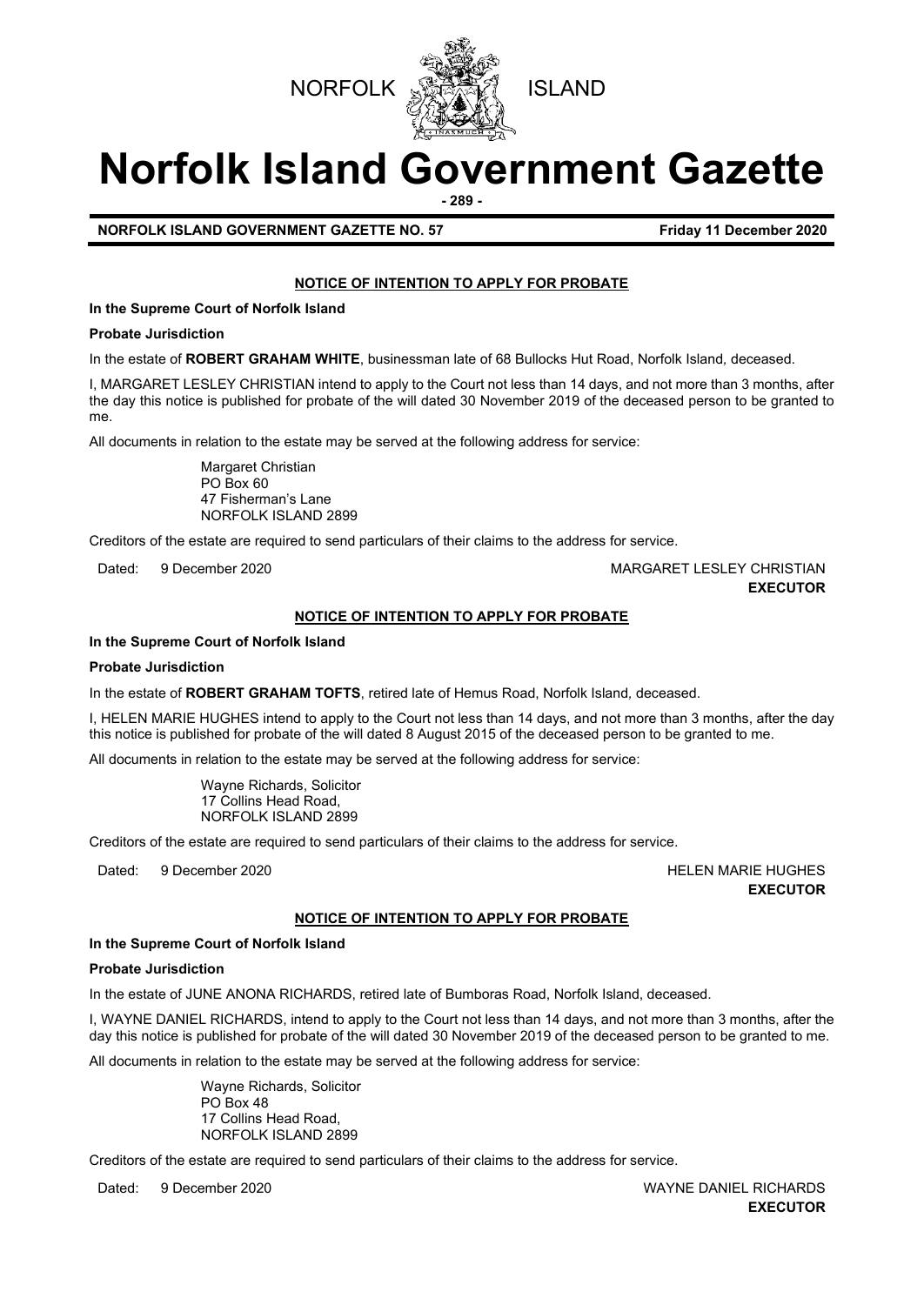NORFOLK ISLAND

# Norfolk Island Government Gazette

**NORFOLK ISLAND GOVERNMENT GAZETTE NO. 57** **Friday 11 December 2020**

## NOTICE OF INTENTION TO APPLY FOR PROBATE

**In the Supreme Court of Norfolk Island**

**Probate Jurisdiction**

In the estate of **ROBERT GRAHAM WHITE**, businessman late of 68 Bullocks Hut Road, Norfolk Island, deceased.

I, MARGARET LESLEY CHRISTIAN intend to apply to the Court not less than 14 days, and not more than 3 months, after the day this notice is published for probate of the will dated 30 November 2019 of the deceased person to be granted to me.

All documents in relation to the estate may be served at the following address for service:

Margaret Christian
PO Box 60
47 Fisherman's Lane
NORFOLK ISLAND 2899

Creditors of the estate are required to send particulars of their claims to the address for service.

Dated: 9 December 2020

MARGARET LESLEY CHRISTIAN
**EXECUTOR**

## NOTICE OF INTENTION TO APPLY FOR PROBATE

**In the Supreme Court of Norfolk Island**

**Probate Jurisdiction**

In the estate of **ROBERT GRAHAM TOFTS**, retired late of Hemus Road, Norfolk Island, deceased.

I, HELEN MARIE HUGHES intend to apply to the Court not less than 14 days, and not more than 3 months, after the day this notice is published for probate of the will dated 8 August 2015 of the deceased person to be granted to me.

All documents in relation to the estate may be served at the following address for service:

Wayne Richards, Solicitor
17 Collins Head Road,
NORFOLK ISLAND 2899

Creditors of the estate are required to send particulars of their claims to the address for service.

Dated: 9 December 2020

HELEN MARIE HUGHES
**EXECUTOR**

## NOTICE OF INTENTION TO APPLY FOR PROBATE

**In the Supreme Court of Norfolk Island**

**Probate Jurisdiction**

In the estate of JUNE ANONA RICHARDS, retired late of Bumboras Road, Norfolk Island, deceased.

I, WAYNE DANIEL RICHARDS, intend to apply to the Court not less than 14 days, and not more than 3 months, after the day this notice is published for probate of the will dated 30 November 2019 of the deceased person to be granted to me.

All documents in relation to the estate may be served at the following address for service:

Wayne Richards, Solicitor
PO Box 48
17 Collins Head Road,
NORFOLK ISLAND 2899

Creditors of the estate are required to send particulars of their claims to the address for service.

Dated: 9 December 2020

WAYNE DANIEL RICHARDS
**EXECUTOR**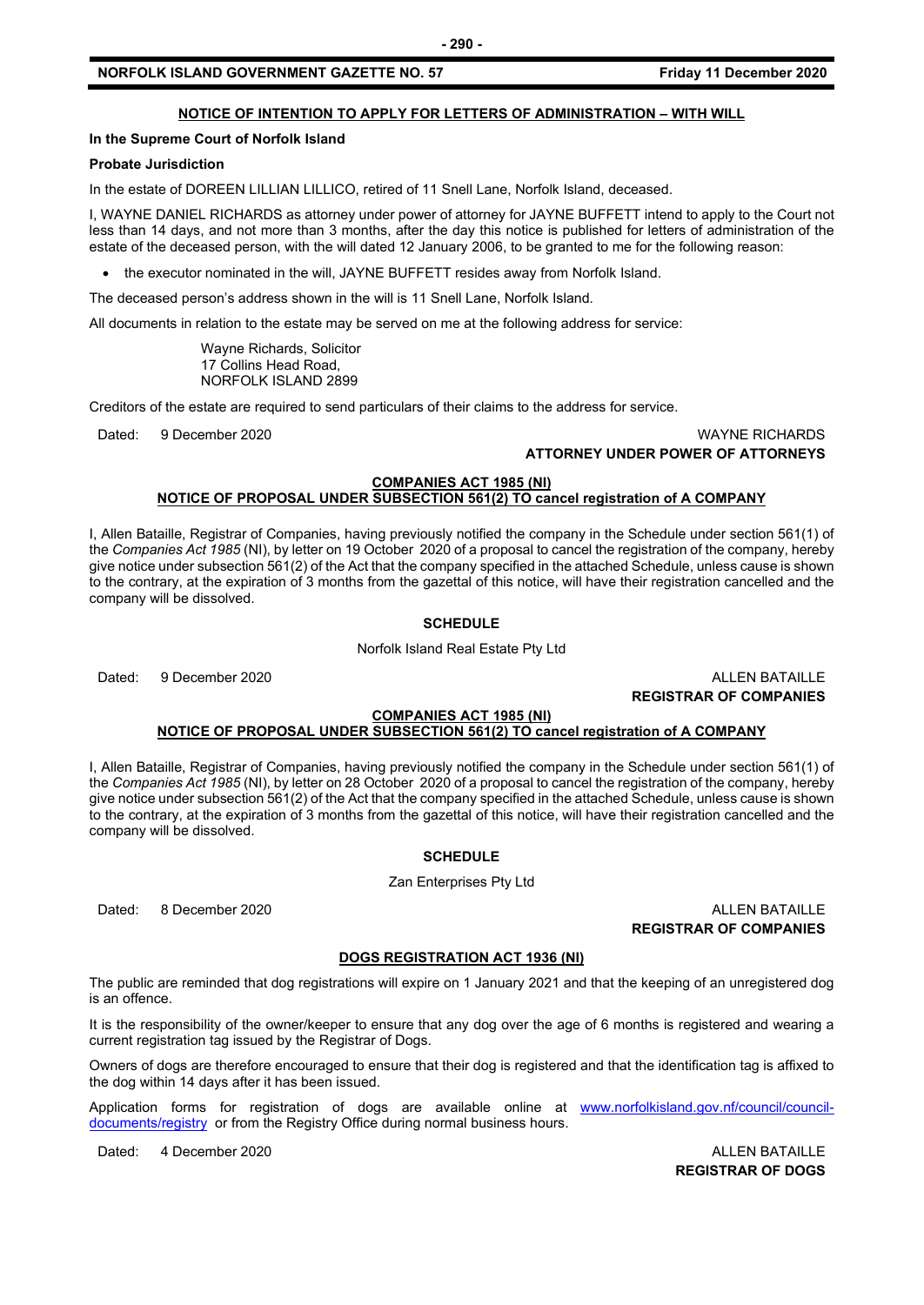## NOTICE OF INTENTION TO APPLY FOR LETTERS OF ADMINISTRATION – WITH WILL

**In the Supreme Court of Norfolk Island**

**Probate Jurisdiction**

In the estate of DOREEN LILLIAN LILLICO, retired of 11 Snell Lane, Norfolk Island, deceased.

I, WAYNE DANIEL RICHARDS as attorney under power of attorney for JAYNE BUFFETT intend to apply to the Court not less than 14 days, and not more than 3 months, after the day this notice is published for letters of administration of the estate of the deceased person, with the will dated 12 January 2006, to be granted to me for the following reason:

- the executor nominated in the will, JAYNE BUFFETT resides away from Norfolk Island.

The deceased person's address shown in the will is 11 Snell Lane, Norfolk Island.

All documents in relation to the estate may be served on me at the following address for service:

Wayne Richards, Solicitor
17 Collins Head Road,
NORFOLK ISLAND 2899

Creditors of the estate are required to send particulars of their claims to the address for service.

Dated: 9 December 2020

WAYNE RICHARDS
**ATTORNEY UNDER POWER OF ATTORNEYS**

## COMPANIES ACT 1985 (NI)
## NOTICE OF PROPOSAL UNDER SUBSECTION 561(2) TO cancel registration of A COMPANY

I, Allen Bataille, Registrar of Companies, having previously notified the company in the Schedule under section 561(1) of the *Companies Act 1985* (NI), by letter on 19 October 2020 of a proposal to cancel the registration of the company, hereby give notice under subsection 561(2) of the Act that the company specified in the attached Schedule, unless cause is shown to the contrary, at the expiration of 3 months from the gazettal of this notice, will have their registration cancelled and the company will be dissolved.

**SCHEDULE**

Norfolk Island Real Estate Pty Ltd

Dated: 9 December 2020

ALLEN BATAILLE
**REGISTRAR OF COMPANIES**

## COMPANIES ACT 1985 (NI)
## NOTICE OF PROPOSAL UNDER SUBSECTION 561(2) TO cancel registration of A COMPANY

I, Allen Bataille, Registrar of Companies, having previously notified the company in the Schedule under section 561(1) of the *Companies Act 1985* (NI), by letter on 28 October 2020 of a proposal to cancel the registration of the company, hereby give notice under subsection 561(2) of the Act that the company specified in the attached Schedule, unless cause is shown to the contrary, at the expiration of 3 months from the gazettal of this notice, will have their registration cancelled and the company will be dissolved.

**SCHEDULE**

Zan Enterprises Pty Ltd

Dated: 8 December 2020

ALLEN BATAILLE
**REGISTRAR OF COMPANIES**

## DOGS REGISTRATION ACT 1936 (NI)

The public are reminded that dog registrations will expire on 1 January 2021 and that the keeping of an unregistered dog is an offence.

It is the responsibility of the owner/keeper to ensure that any dog over the age of 6 months is registered and wearing a current registration tag issued by the Registrar of Dogs.

Owners of dogs are therefore encouraged to ensure that their dog is registered and that the identification tag is affixed to the dog within 14 days after it has been issued.

Application forms for registration of dogs are available online at www.norfolkisland.gov.nf/council/council-documents/registry or from the Registry Office during normal business hours.

Dated: 4 December 2020

ALLEN BATAILLE
**REGISTRAR OF DOGS**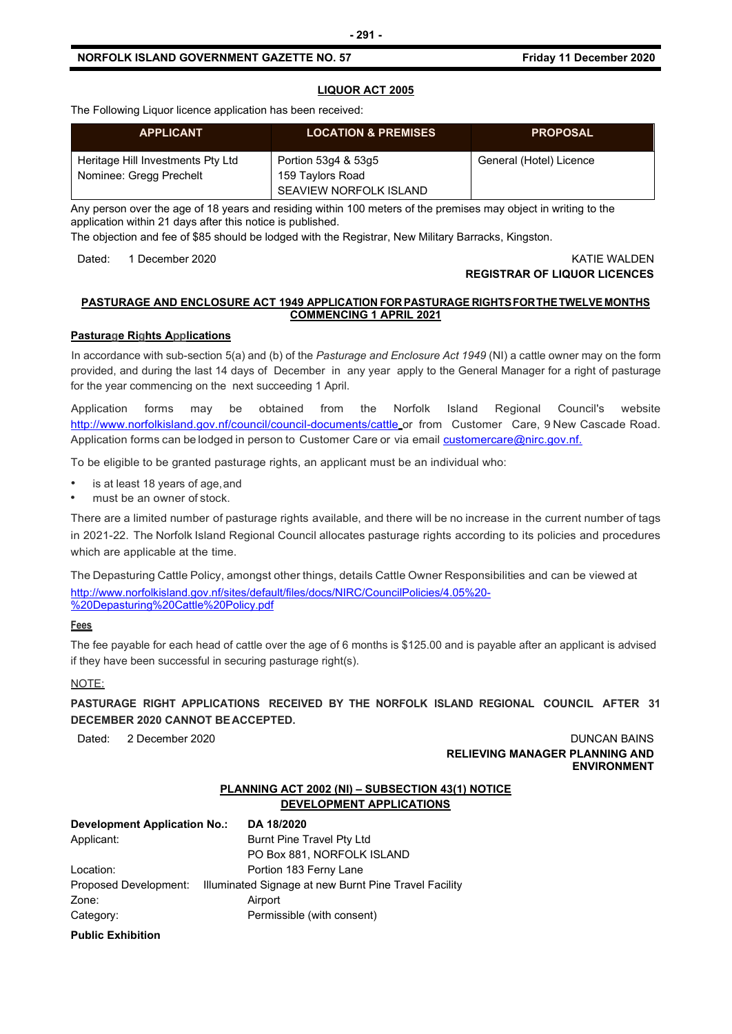## LIQUOR ACT 2005

The Following Liquor licence application has been received:

| APPLICANT | LOCATION & PREMISES | PROPOSAL |
|---|---|---|
| Heritage Hill Investments Pty Ltd<br>Nominee: Gregg Prechelt | Portion 53g4 & 53g5<br>159 Taylors Road<br>SEAVIEW NORFOLK ISLAND | General (Hotel) Licence |

Any person over the age of 18 years and residing within 100 meters of the premises may object in writing to the application within 21 days after this notice is published.

The objection and fee of $85 should be lodged with the Registrar, New Military Barracks, Kingston.

Dated: 1 December 2020

KATIE WALDEN
**REGISTRAR OF LIQUOR LICENCES**

## PASTURAGE AND ENCLOSURE ACT 1949 APPLICATION FOR PASTURAGE RIGHTS FOR THE TWELVE MONTHS COMMENCING 1 APRIL 2021

### Pasturage Rights Applications

In accordance with sub-section 5(a) and (b) of the *Pasturage and Enclosure Act 1949* (NI) a cattle owner may on the form provided, and during the last 14 days of December in any year apply to the General Manager for a right of pasturage for the year commencing on the next succeeding 1 April.

Application forms may be obtained from the Norfolk Island Regional Council's website http://www.norfolkisland.gov.nf/council/council-documents/cattle or from Customer Care, 9 New Cascade Road. Application forms can be lodged in person to Customer Care or via email customercare@nirc.gov.nf.

To be eligible to be granted pasturage rights, an applicant must be an individual who:

- is at least 18 years of age, and
- must be an owner of stock.

There are a limited number of pasturage rights available, and there will be no increase in the current number of tags in 2021-22. The Norfolk Island Regional Council allocates pasturage rights according to its policies and procedures which are applicable at the time.

The Depasturing Cattle Policy, amongst other things, details Cattle Owner Responsibilities and can be viewed at http://www.norfolkisland.gov.nf/sites/default/files/docs/NIRC/CouncilPolicies/4.05%20-%20Depasturing%20Cattle%20Policy.pdf

### Fees

The fee payable for each head of cattle over the age of 6 months is $125.00 and is payable after an applicant is advised if they have been successful in securing pasturage right(s).

NOTE:

**PASTURAGE RIGHT APPLICATIONS RECEIVED BY THE NORFOLK ISLAND REGIONAL COUNCIL AFTER 31 DECEMBER 2020 CANNOT BE ACCEPTED.**

Dated: 2 December 2020

DUNCAN BAINS
**RELIEVING MANAGER PLANNING AND ENVIRONMENT**

## PLANNING ACT 2002 (NI) – SUBSECTION 43(1) NOTICE DEVELOPMENT APPLICATIONS

**Development Application No.:** **DA 18/2020**
Applicant: Burnt Pine Travel Pty Ltd
PO Box 881, NORFOLK ISLAND
Location: Portion 183 Ferny Lane
Proposed Development: Illuminated Signage at new Burnt Pine Travel Facility
Zone: Airport
Category: Permissible (with consent)

**Public Exhibition**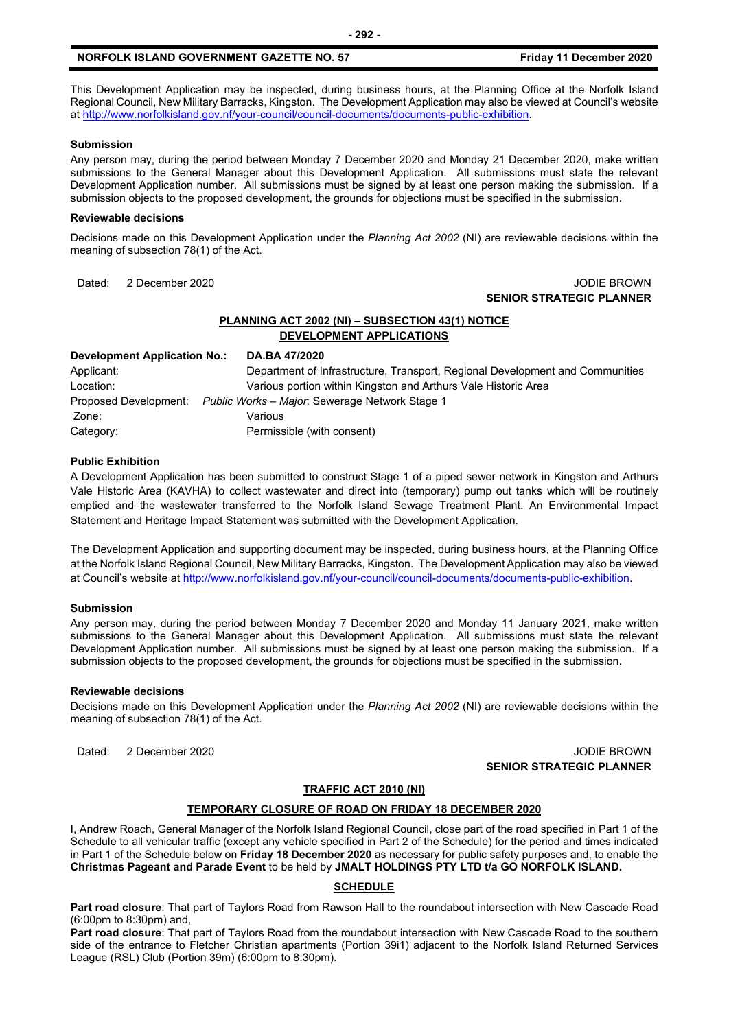This Development Application may be inspected, during business hours, at the Planning Office at the Norfolk Island Regional Council, New Military Barracks, Kingston. The Development Application may also be viewed at Council's website at http://www.norfolkisland.gov.nf/your-council/council-documents/documents-public-exhibition.

**Submission**

Any person may, during the period between Monday 7 December 2020 and Monday 21 December 2020, make written submissions to the General Manager about this Development Application. All submissions must state the relevant Development Application number. All submissions must be signed by at least one person making the submission. If a submission objects to the proposed development, the grounds for objections must be specified in the submission.

**Reviewable decisions**

Decisions made on this Development Application under the *Planning Act 2002* (NI) are reviewable decisions within the meaning of subsection 78(1) of the Act.

Dated: 2 December 2020

JODIE BROWN
**SENIOR STRATEGIC PLANNER**

## PLANNING ACT 2002 (NI) – SUBSECTION 43(1) NOTICE DEVELOPMENT APPLICATIONS

| **Development Application No.:** | **DA.BA 47/2020** |
|---|---|
| Applicant: | Department of Infrastructure, Transport, Regional Development and Communities |
| Location: | Various portion within Kingston and Arthurs Vale Historic Area |
| Proposed Development: | *Public Works – Major*: Sewerage Network Stage 1 |
| Zone: | Various |
| Category: | Permissible (with consent) |

**Public Exhibition**

A Development Application has been submitted to construct Stage 1 of a piped sewer network in Kingston and Arthurs Vale Historic Area (KAVHA) to collect wastewater and direct into (temporary) pump out tanks which will be routinely emptied and the wastewater transferred to the Norfolk Island Sewage Treatment Plant. An Environmental Impact Statement and Heritage Impact Statement was submitted with the Development Application.

The Development Application and supporting document may be inspected, during business hours, at the Planning Office at the Norfolk Island Regional Council, New Military Barracks, Kingston. The Development Application may also be viewed at Council's website at http://www.norfolkisland.gov.nf/your-council/council-documents/documents-public-exhibition.

**Submission**

Any person may, during the period between Monday 7 December 2020 and Monday 11 January 2021, make written submissions to the General Manager about this Development Application. All submissions must state the relevant Development Application number. All submissions must be signed by at least one person making the submission. If a submission objects to the proposed development, the grounds for objections must be specified in the submission.

**Reviewable decisions**

Decisions made on this Development Application under the *Planning Act 2002* (NI) are reviewable decisions within the meaning of subsection 78(1) of the Act.

Dated: 2 December 2020

JODIE BROWN
**SENIOR STRATEGIC PLANNER**

## TRAFFIC ACT 2010 (NI)

### TEMPORARY CLOSURE OF ROAD ON FRIDAY 18 DECEMBER 2020

I, Andrew Roach, General Manager of the Norfolk Island Regional Council, close part of the road specified in Part 1 of the Schedule to all vehicular traffic (except any vehicle specified in Part 2 of the Schedule) for the period and times indicated in Part 1 of the Schedule below on **Friday 18 December 2020** as necessary for public safety purposes and, to enable the **Christmas Pageant and Parade Event** to be held by **JMALT HOLDINGS PTY LTD t/a GO NORFOLK ISLAND.**

### SCHEDULE

**Part road closure**: That part of Taylors Road from Rawson Hall to the roundabout intersection with New Cascade Road (6:00pm to 8:30pm) and,

**Part road closure**: That part of Taylors Road from the roundabout intersection with New Cascade Road to the southern side of the entrance to Fletcher Christian apartments (Portion 39i1) adjacent to the Norfolk Island Returned Services League (RSL) Club (Portion 39m) (6:00pm to 8:30pm).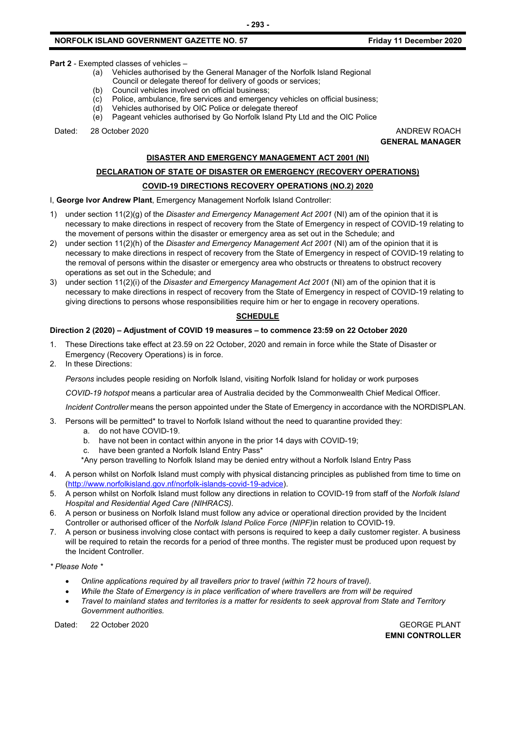**Part 2** - Exempted classes of vehicles –

- (a) Vehicles authorised by the General Manager of the Norfolk Island Regional Council or delegate thereof for delivery of goods or services;
- (b) Council vehicles involved on official business;
- (c) Police, ambulance, fire services and emergency vehicles on official business;
- (d) Vehicles authorised by OIC Police or delegate thereof
- (e) Pageant vehicles authorised by Go Norfolk Island Pty Ltd and the OIC Police

Dated: 28 October 2020

ANDREW ROACH
**GENERAL MANAGER**

## DISASTER AND EMERGENCY MANAGEMENT ACT 2001 (NI)

## DECLARATION OF STATE OF DISASTER OR EMERGENCY (RECOVERY OPERATIONS)

## COVID-19 DIRECTIONS RECOVERY OPERATIONS (NO.2) 2020

I, **George Ivor Andrew Plant**, Emergency Management Norfolk Island Controller:

1) under section 11(2)(g) of the *Disaster and Emergency Management Act 2001* (NI) am of the opinion that it is necessary to make directions in respect of recovery from the State of Emergency in respect of COVID-19 relating to the movement of persons within the disaster or emergency area as set out in the Schedule; and
2) under section 11(2)(h) of the *Disaster and Emergency Management Act 2001* (NI) am of the opinion that it is necessary to make directions in respect of recovery from the State of Emergency in respect of COVID-19 relating to the removal of persons within the disaster or emergency area who obstructs or threatens to obstruct recovery operations as set out in the Schedule; and
3) under section 11(2)(i) of the *Disaster and Emergency Management Act 2001* (NI) am of the opinion that it is necessary to make directions in respect of recovery from the State of Emergency in respect of COVID-19 relating to giving directions to persons whose responsibilities require him or her to engage in recovery operations.

## SCHEDULE

**Direction 2 (2020) – Adjustment of COVID 19 measures – to commence 23:59 on 22 October 2020**

1. These Directions take effect at 23.59 on 22 October, 2020 and remain in force while the State of Disaster or Emergency (Recovery Operations) is in force.
2. In these Directions:

   *Persons* includes people residing on Norfolk Island, visiting Norfolk Island for holiday or work purposes

   *COVID-19 hotspot* means a particular area of Australia decided by the Commonwealth Chief Medical Officer.

   *Incident Controller* means the person appointed under the State of Emergency in accordance with the NORDISPLAN.

3. Persons will be permitted* to travel to Norfolk Island without the need to quarantine provided they:
   a. do not have COVID-19.
   b. have not been in contact within anyone in the prior 14 days with COVID-19;
   c. have been granted a Norfolk Island Entry Pass*

   *Any person travelling to Norfolk Island may be denied entry without a Norfolk Island Entry Pass

4. A person whilst on Norfolk Island must comply with physical distancing principles as published from time to time on (http://www.norfolkisland.gov.nf/norfolk-islands-covid-19-advice).
5. A person whilst on Norfolk Island must follow any directions in relation to COVID-19 from staff of the *Norfolk Island Hospital and Residential Aged Care (NIHRACS).*
6. A person or business on Norfolk Island must follow any advice or operational direction provided by the Incident Controller or authorised officer of the *Norfolk Island Police Force (NIPF)*in relation to COVID-19.
7. A person or business involving close contact with persons is required to keep a daily customer register. A business will be required to retain the records for a period of three months. The register must be produced upon request by the Incident Controller.

*\* Please Note \**

- *Online applications required by all travellers prior to travel (within 72 hours of travel).*
- *While the State of Emergency is in place verification of where travellers are from will be required*
- *Travel to mainland states and territories is a matter for residents to seek approval from State and Territory Government authorities.*

Dated: 22 October 2020

GEORGE PLANT
**EMNI CONTROLLER**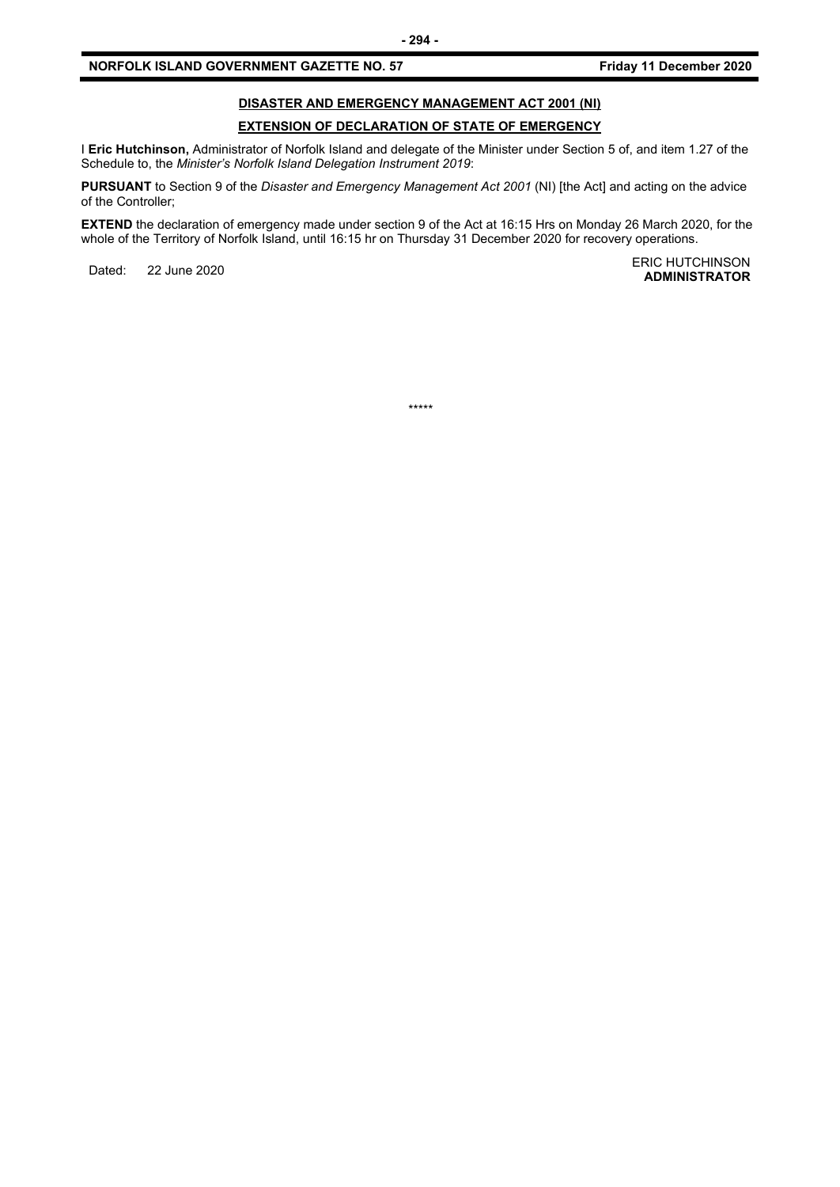**DISASTER AND EMERGENCY MANAGEMENT ACT 2001 (NI)**

**EXTENSION OF DECLARATION OF STATE OF EMERGENCY**

I **Eric Hutchinson,** Administrator of Norfolk Island and delegate of the Minister under Section 5 of, and item 1.27 of the Schedule to, the *Minister's Norfolk Island Delegation Instrument 2019*:

**PURSUANT** to Section 9 of the *Disaster and Emergency Management Act 2001* (NI) [the Act] and acting on the advice of the Controller;

**EXTEND** the declaration of emergency made under section 9 of the Act at 16:15 Hrs on Monday 26 March 2020, for the whole of the Territory of Norfolk Island, until 16:15 hr on Thursday 31 December 2020 for recovery operations.

Dated: 22 June 2020

ERIC HUTCHINSON
**ADMINISTRATOR**

\*\*\*\*\*